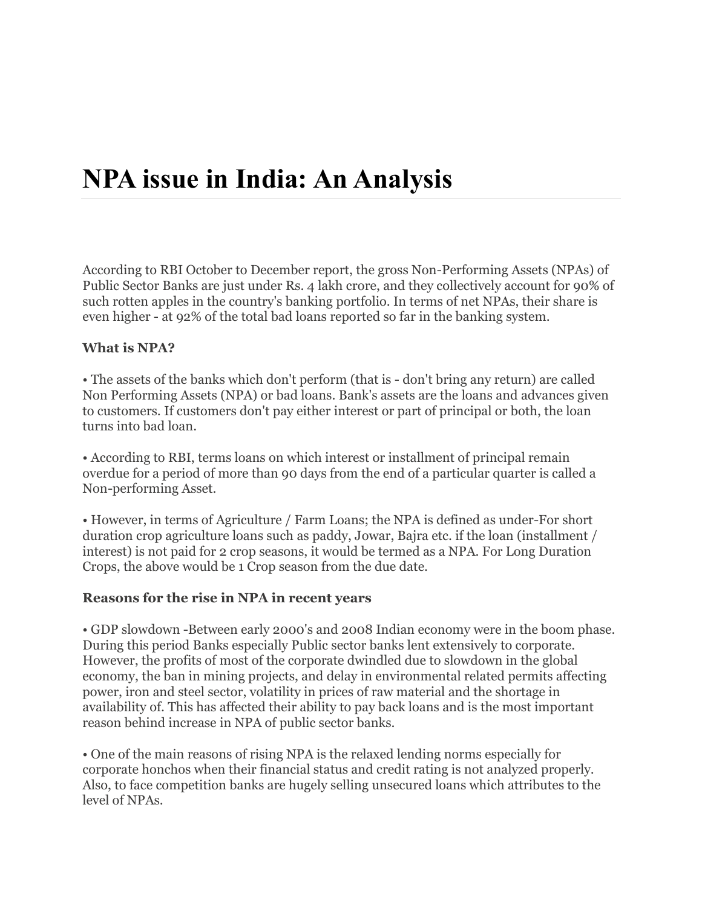# NPA issue in India: An Analysis

According to RBI October to December report, the gross Non-Performing Assets (NPAs) of Public Sector Banks are just under Rs. 4 lakh crore, and they collectively account for 90% of such rotten apples in the country's banking portfolio. In terms of net NPAs, their share is even higher - at 92% of the total bad loans reported so far in the banking system.

**What is NPA?**

• The assets of the banks which don't perform (that is - don't bring any return) are called Non Performing Assets (NPA) or bad loans. Bank's assets are the loans and advances given to customers. If customers don't pay either interest or part of principal or both, the loan turns into bad loan.

• According to RBI, terms loans on which interest or installment of principal remain overdue for a period of more than 90 days from the end of a particular quarter is called a Non-performing Asset.

• However, in terms of Agriculture / Farm Loans; the NPA is defined as under-For short duration crop agriculture loans such as paddy, Jowar, Bajra etc. if the loan (installment / interest) is not paid for 2 crop seasons, it would be termed as a NPA. For Long Duration Crops, the above would be 1 Crop season from the due date.

**Reasons for the rise in NPA in recent years**

• GDP slowdown -Between early 2000's and 2008 Indian economy were in the boom phase. During this period Banks especially Public sector banks lent extensively to corporate. However, the profits of most of the corporate dwindled due to slowdown in the global economy, the ban in mining projects, and delay in environmental related permits affecting power, iron and steel sector, volatility in prices of raw material and the shortage in availability of. This has affected their ability to pay back loans and is the most important reason behind increase in NPA of public sector banks.

• One of the main reasons of rising NPA is the relaxed lending norms especially for corporate honchos when their financial status and credit rating is not analyzed properly. Also, to face competition banks are hugely selling unsecured loans which attributes to the level of NPAs.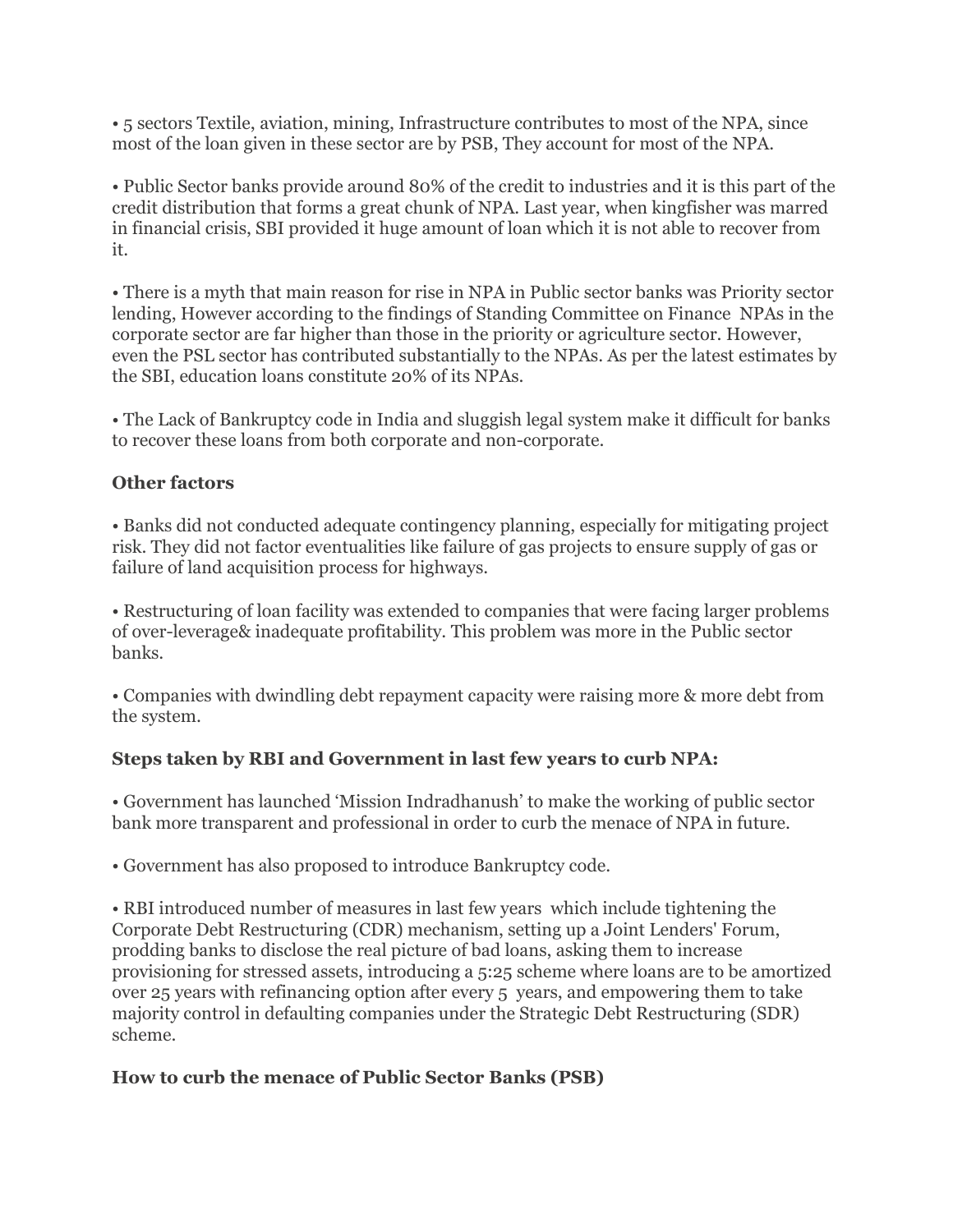• 5 sectors Textile, aviation, mining, Infrastructure contributes to most of the NPA, since most of the loan given in these sector are by PSB, They account for most of the NPA.

• Public Sector banks provide around 80% of the credit to industries and it is this part of the credit distribution that forms a great chunk of NPA. Last year, when kingfisher was marred in financial crisis, SBI provided it huge amount of loan which it is not able to recover from it.

• There is a myth that main reason for rise in NPA in Public sector banks was Priority sector lending, However according to the findings of Standing Committee on Finance NPAs in the corporate sector are far higher than those in the priority or agriculture sector. However, even the PSL sector has contributed substantially to the NPAs. As per the latest estimates by the SBI, education loans constitute 20% of its NPAs.

• The Lack of Bankruptcy code in India and sluggish legal system make it difficult for banks to recover these loans from both corporate and non-corporate.

**Other factors**

• Banks did not conducted adequate contingency planning, especially for mitigating project risk. They did not factor eventualities like failure of gas projects to ensure supply of gas or failure of land acquisition process for highways.

• Restructuring of loan facility was extended to companies that were facing larger problems of over-leverage& inadequate profitability. This problem was more in the Public sector banks.

• Companies with dwindling debt repayment capacity were raising more & more debt from the system.

**Steps taken by RBI and Government in last few years to curb NPA:**

• Government has launched 'Mission Indradhanush' to make the working of public sector bank more transparent and professional in order to curb the menace of NPA in future.

• Government has also proposed to introduce Bankruptcy code.

• RBI introduced number of measures in last few years which include tightening the Corporate Debt Restructuring (CDR) mechanism, setting up a Joint Lenders' Forum, prodding banks to disclose the real picture of bad loans, asking them to increase provisioning for stressed assets, introducing a 5:25 scheme where loans are to be amortized over 25 years with refinancing option after every 5 years, and empowering them to take majority control in defaulting companies under the Strategic Debt Restructuring (SDR) scheme.

**How to curb the menace of Public Sector Banks (PSB)**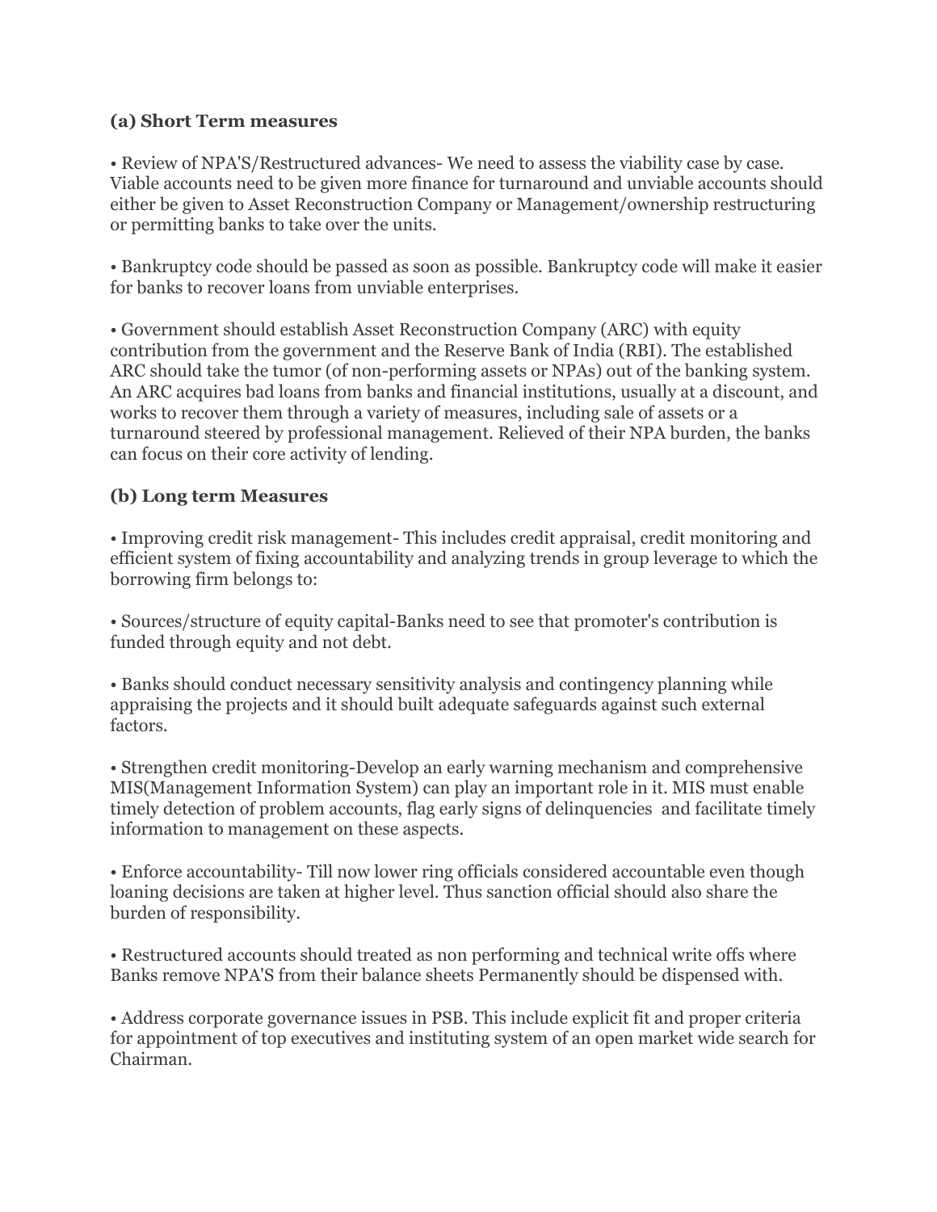### (a) Short Term measures

- Review of NPA'S/Restructured advances- We need to assess the viability case by case. Viable accounts need to be given more finance for turnaround and unviable accounts should either be given to Asset Reconstruction Company or Management/ownership restructuring or permitting banks to take over the units.

- Bankruptcy code should be passed as soon as possible. Bankruptcy code will make it easier for banks to recover loans from unviable enterprises.

- Government should establish Asset Reconstruction Company (ARC) with equity contribution from the government and the Reserve Bank of India (RBI). The established ARC should take the tumor (of non-performing assets or NPAs) out of the banking system. An ARC acquires bad loans from banks and financial institutions, usually at a discount, and works to recover them through a variety of measures, including sale of assets or a turnaround steered by professional management. Relieved of their NPA burden, the banks can focus on their core activity of lending.

### (b) Long term Measures

- Improving credit risk management- This includes credit appraisal, credit monitoring and efficient system of fixing accountability and analyzing trends in group leverage to which the borrowing firm belongs to:

- Sources/structure of equity capital-Banks need to see that promoter's contribution is funded through equity and not debt.

- Banks should conduct necessary sensitivity analysis and contingency planning while appraising the projects and it should built adequate safeguards against such external factors.

- Strengthen credit monitoring-Develop an early warning mechanism and comprehensive MIS(Management Information System) can play an important role in it. MIS must enable timely detection of problem accounts, flag early signs of delinquencies and facilitate timely information to management on these aspects.

- Enforce accountability- Till now lower ring officials considered accountable even though loaning decisions are taken at higher level. Thus sanction official should also share the burden of responsibility.

- Restructured accounts should treated as non performing and technical write offs where Banks remove NPA'S from their balance sheets Permanently should be dispensed with.

- Address corporate governance issues in PSB. This include explicit fit and proper criteria for appointment of top executives and instituting system of an open market wide search for Chairman.